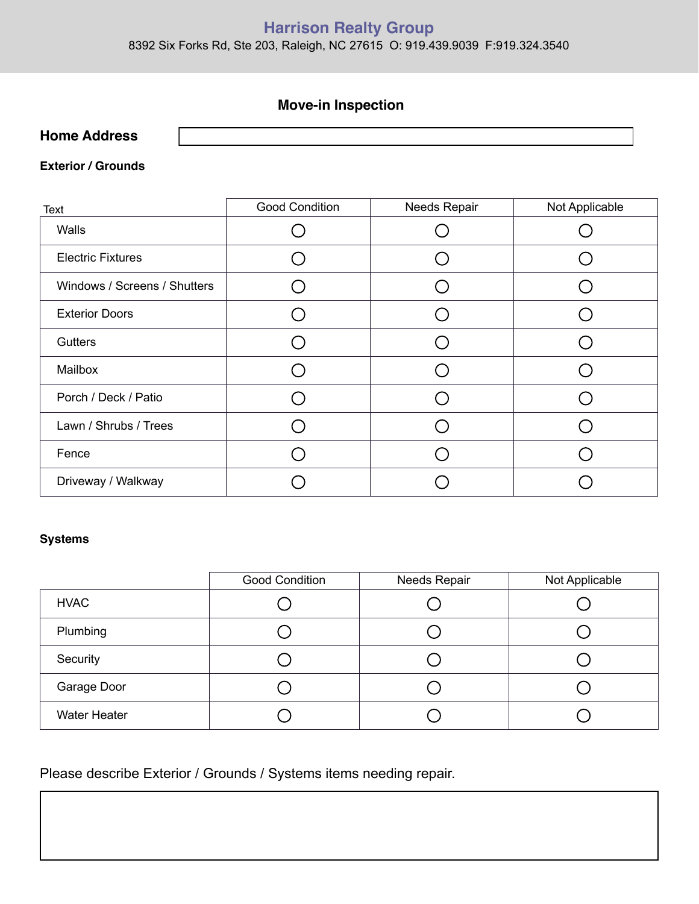**Harrison Realty Group**
8392 Six Forks Rd, Ste 203, Raleigh, NC 27615 O: 919.439.9039 F:919.324.3540

# Move-in Inspection

**Home Address**

### Exterior / Grounds

| Text | Good Condition | Needs Repair | Not Applicable |
|---|---|---|---|
| Walls | ○ | ○ | ○ |
| Electric Fixtures | ○ | ○ | ○ |
| Windows / Screens / Shutters | ○ | ○ | ○ |
| Exterior Doors | ○ | ○ | ○ |
| Gutters | ○ | ○ | ○ |
| Mailbox | ○ | ○ | ○ |
| Porch / Deck / Patio | ○ | ○ | ○ |
| Lawn / Shrubs / Trees | ○ | ○ | ○ |
| Fence | ○ | ○ | ○ |
| Driveway / Walkway | ○ | ○ | ○ |

### Systems

| | Good Condition | Needs Repair | Not Applicable |
|---|---|---|---|
| HVAC | ○ | ○ | ○ |
| Plumbing | ○ | ○ | ○ |
| Security | ○ | ○ | ○ |
| Garage Door | ○ | ○ | ○ |
| Water Heater | ○ | ○ | ○ |

Please describe Exterior / Grounds / Systems items needing repair.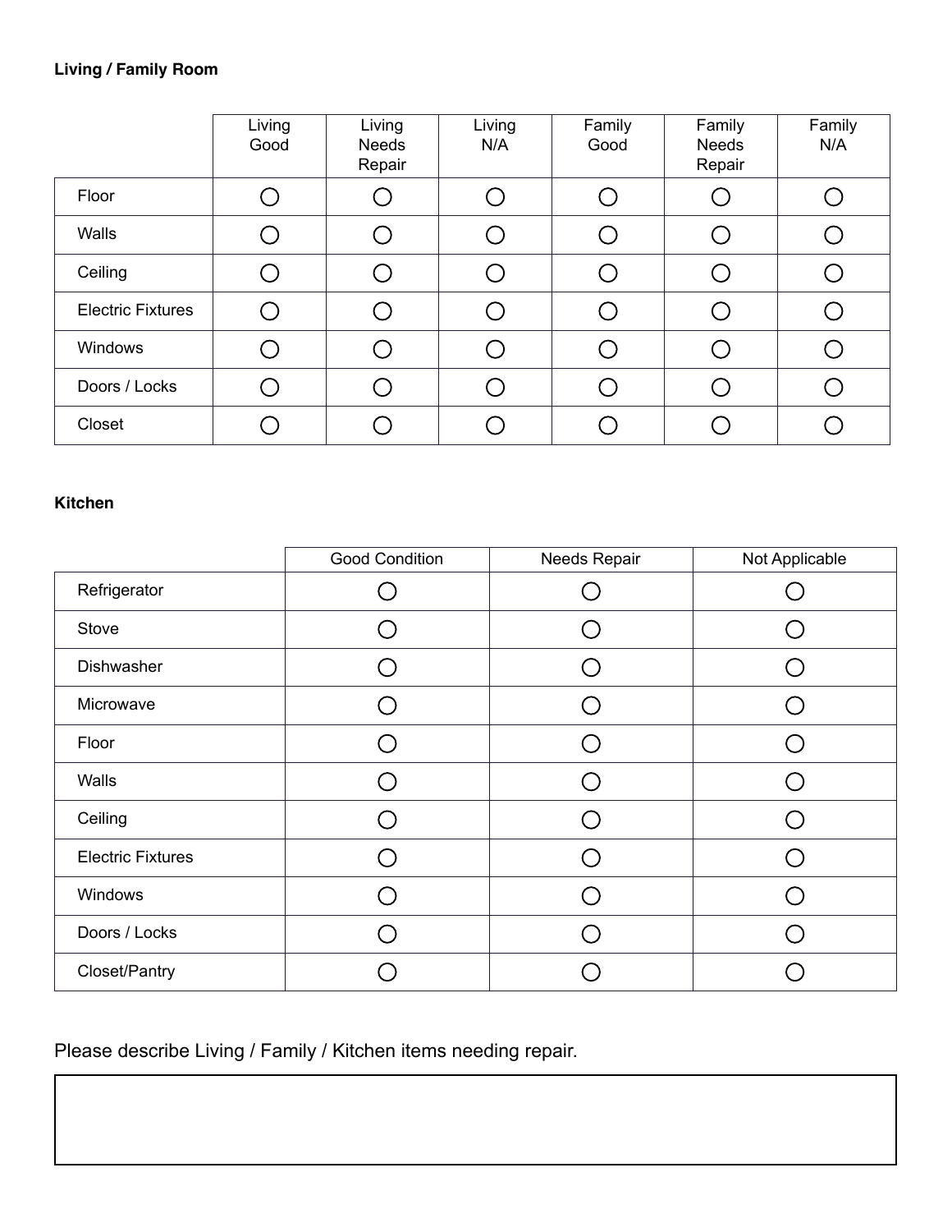**Living / Family Room**

| | Living Good | Living Needs Repair | Living N/A | Family Good | Family Needs Repair | Family N/A |
|---|---|---|---|---|---|---|
| Floor | ○ | ○ | ○ | ○ | ○ | ○ |
| Walls | ○ | ○ | ○ | ○ | ○ | ○ |
| Ceiling | ○ | ○ | ○ | ○ | ○ | ○ |
| Electric Fixtures | ○ | ○ | ○ | ○ | ○ | ○ |
| Windows | ○ | ○ | ○ | ○ | ○ | ○ |
| Doors / Locks | ○ | ○ | ○ | ○ | ○ | ○ |
| Closet | ○ | ○ | ○ | ○ | ○ | ○ |

**Kitchen**

| | Good Condition | Needs Repair | Not Applicable |
|---|---|---|---|
| Refrigerator | ○ | ○ | ○ |
| Stove | ○ | ○ | ○ |
| Dishwasher | ○ | ○ | ○ |
| Microwave | ○ | ○ | ○ |
| Floor | ○ | ○ | ○ |
| Walls | ○ | ○ | ○ |
| Ceiling | ○ | ○ | ○ |
| Electric Fixtures | ○ | ○ | ○ |
| Windows | ○ | ○ | ○ |
| Doors / Locks | ○ | ○ | ○ |
| Closet/Pantry | ○ | ○ | ○ |

Please describe Living / Family / Kitchen items needing repair.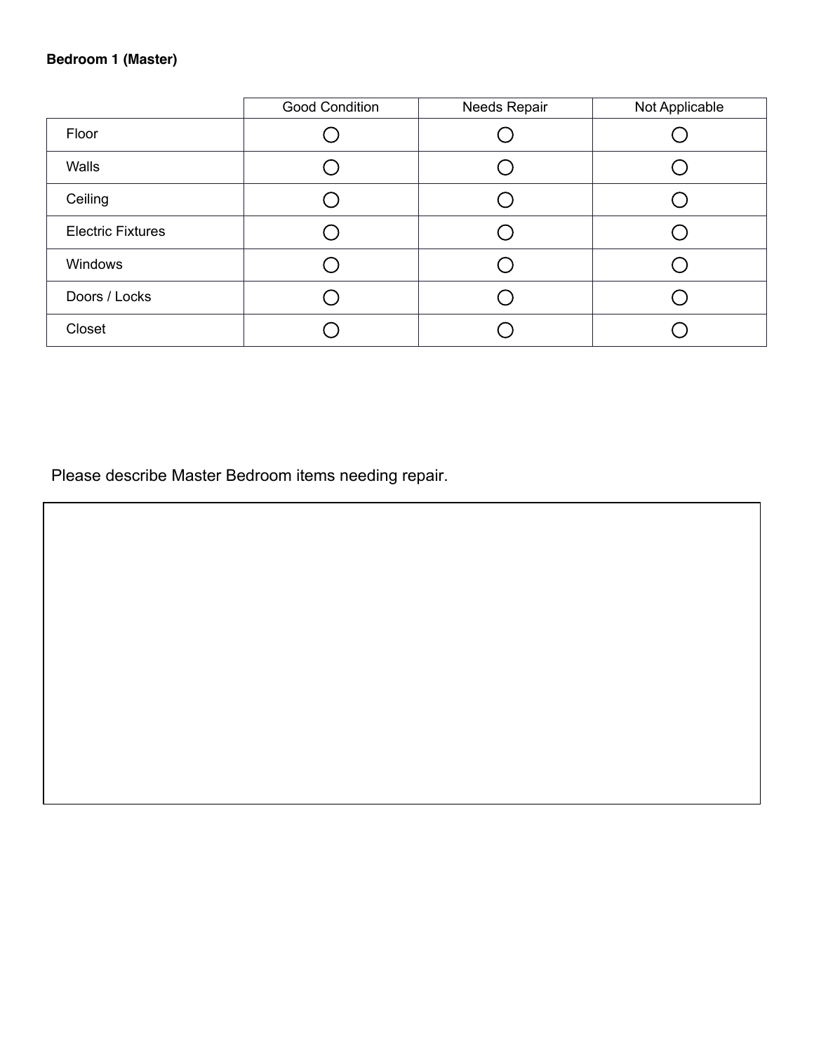**Bedroom 1 (Master)**

| | Good Condition | Needs Repair | Not Applicable |
|---|---|---|---|
| Floor | ○ | ○ | ○ |
| Walls | ○ | ○ | ○ |
| Ceiling | ○ | ○ | ○ |
| Electric Fixtures | ○ | ○ | ○ |
| Windows | ○ | ○ | ○ |
| Doors / Locks | ○ | ○ | ○ |
| Closet | ○ | ○ | ○ |

Please describe Master Bedroom items needing repair.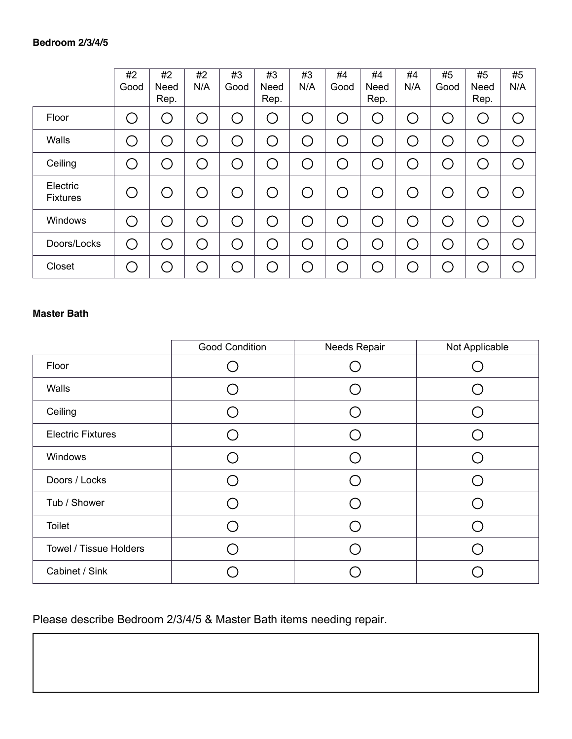**Bedroom 2/3/4/5**

| | #2 Good | #2 Need Rep. | #2 N/A | #3 Good | #3 Need Rep. | #3 N/A | #4 Good | #4 Need Rep. | #4 N/A | #5 Good | #5 Need Rep. | #5 N/A |
|---|---|---|---|---|---|---|---|---|---|---|---|---|
| Floor | ◯ | ◯ | ◯ | ◯ | ◯ | ◯ | ◯ | ◯ | ◯ | ◯ | ◯ | ◯ |
| Walls | ◯ | ◯ | ◯ | ◯ | ◯ | ◯ | ◯ | ◯ | ◯ | ◯ | ◯ | ◯ |
| Ceiling | ◯ | ◯ | ◯ | ◯ | ◯ | ◯ | ◯ | ◯ | ◯ | ◯ | ◯ | ◯ |
| Electric Fixtures | ◯ | ◯ | ◯ | ◯ | ◯ | ◯ | ◯ | ◯ | ◯ | ◯ | ◯ | ◯ |
| Windows | ◯ | ◯ | ◯ | ◯ | ◯ | ◯ | ◯ | ◯ | ◯ | ◯ | ◯ | ◯ |
| Doors/Locks | ◯ | ◯ | ◯ | ◯ | ◯ | ◯ | ◯ | ◯ | ◯ | ◯ | ◯ | ◯ |
| Closet | ◯ | ◯ | ◯ | ◯ | ◯ | ◯ | ◯ | ◯ | ◯ | ◯ | ◯ | ◯ |

**Master Bath**

| | Good Condition | Needs Repair | Not Applicable |
|---|---|---|---|
| Floor | ◯ | ◯ | ◯ |
| Walls | ◯ | ◯ | ◯ |
| Ceiling | ◯ | ◯ | ◯ |
| Electric Fixtures | ◯ | ◯ | ◯ |
| Windows | ◯ | ◯ | ◯ |
| Doors / Locks | ◯ | ◯ | ◯ |
| Tub / Shower | ◯ | ◯ | ◯ |
| Toilet | ◯ | ◯ | ◯ |
| Towel / Tissue Holders | ◯ | ◯ | ◯ |
| Cabinet / Sink | ◯ | ◯ | ◯ |

Please describe Bedroom 2/3/4/5 & Master Bath items needing repair.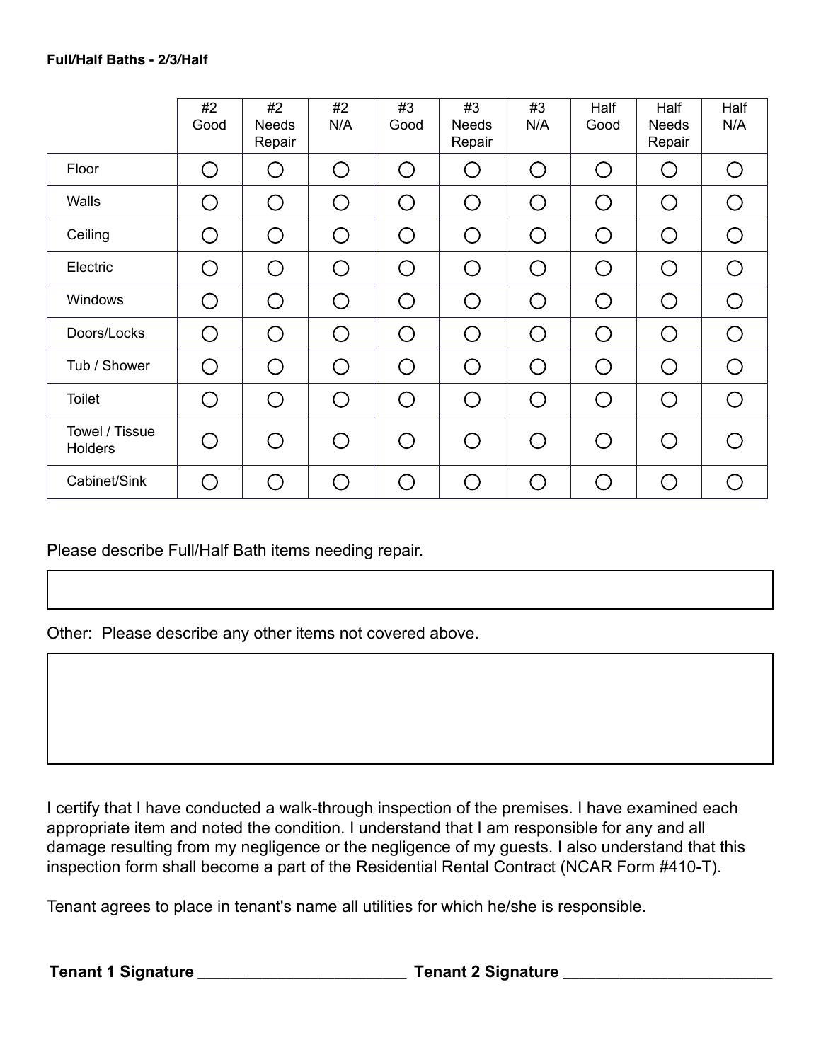**Full/Half Baths - 2/3/Half**

| | #2 Good | #2 Needs Repair | #2 N/A | #3 Good | #3 Needs Repair | #3 N/A | Half Good | Half Needs Repair | Half N/A |
|---|---|---|---|---|---|---|---|---|---|
| Floor | ◯ | ◯ | ◯ | ◯ | ◯ | ◯ | ◯ | ◯ | ◯ |
| Walls | ◯ | ◯ | ◯ | ◯ | ◯ | ◯ | ◯ | ◯ | ◯ |
| Ceiling | ◯ | ◯ | ◯ | ◯ | ◯ | ◯ | ◯ | ◯ | ◯ |
| Electric | ◯ | ◯ | ◯ | ◯ | ◯ | ◯ | ◯ | ◯ | ◯ |
| Windows | ◯ | ◯ | ◯ | ◯ | ◯ | ◯ | ◯ | ◯ | ◯ |
| Doors/Locks | ◯ | ◯ | ◯ | ◯ | ◯ | ◯ | ◯ | ◯ | ◯ |
| Tub / Shower | ◯ | ◯ | ◯ | ◯ | ◯ | ◯ | ◯ | ◯ | ◯ |
| Toilet | ◯ | ◯ | ◯ | ◯ | ◯ | ◯ | ◯ | ◯ | ◯ |
| Towel / Tissue Holders | ◯ | ◯ | ◯ | ◯ | ◯ | ◯ | ◯ | ◯ | ◯ |
| Cabinet/Sink | ◯ | ◯ | ◯ | ◯ | ◯ | ◯ | ◯ | ◯ | ◯ |

Please describe Full/Half Bath items needing repair.

Other: Please describe any other items not covered above.

I certify that I have conducted a walk-through inspection of the premises. I have examined each appropriate item and noted the condition. I understand that I am responsible for any and all damage resulting from my negligence or the negligence of my guests. I also understand that this inspection form shall become a part of the Residential Rental Contract (NCAR Form #410-T).

Tenant agrees to place in tenant's name all utilities for which he/she is responsible.

**Tenant 1 Signature** ________________________ **Tenant 2 Signature** ________________________